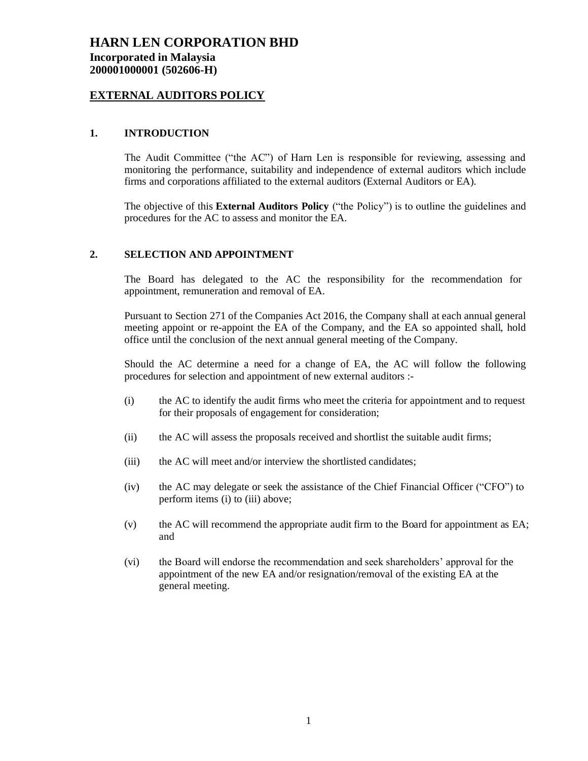# HARN LEN CORPORATION BHD

**Incorporated in Malaysia**
**200001000001 (502606-H)**

## EXTERNAL AUDITORS POLICY

### 1. INTRODUCTION

The Audit Committee ("the AC") of Harn Len is responsible for reviewing, assessing and monitoring the performance, suitability and independence of external auditors which include firms and corporations affiliated to the external auditors (External Auditors or EA).

The objective of this **External Auditors Policy** ("the Policy") is to outline the guidelines and procedures for the AC to assess and monitor the EA.

### 2. SELECTION AND APPOINTMENT

The Board has delegated to the AC the responsibility for the recommendation for appointment, remuneration and removal of EA.

Pursuant to Section 271 of the Companies Act 2016, the Company shall at each annual general meeting appoint or re-appoint the EA of the Company, and the EA so appointed shall, hold office until the conclusion of the next annual general meeting of the Company.

Should the AC determine a need for a change of EA, the AC will follow the following procedures for selection and appointment of new external auditors :-

(i) the AC to identify the audit firms who meet the criteria for appointment and to request for their proposals of engagement for consideration;

(ii) the AC will assess the proposals received and shortlist the suitable audit firms;

(iii) the AC will meet and/or interview the shortlisted candidates;

(iv) the AC may delegate or seek the assistance of the Chief Financial Officer ("CFO") to perform items (i) to (iii) above;

(v) the AC will recommend the appropriate audit firm to the Board for appointment as EA; and

(vi) the Board will endorse the recommendation and seek shareholders' approval for the appointment of the new EA and/or resignation/removal of the existing EA at the general meeting.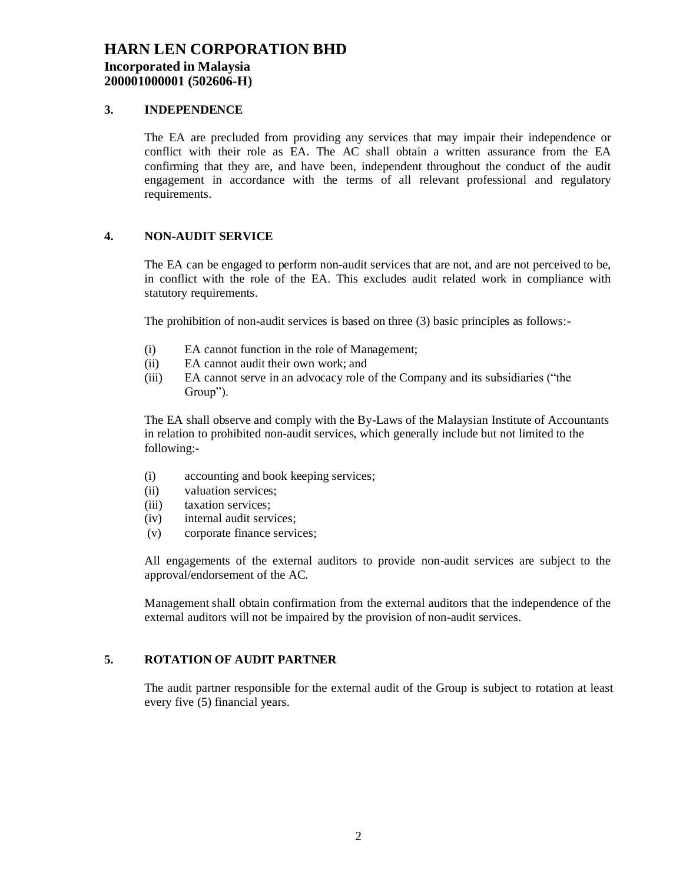## 3. INDEPENDENCE

The EA are precluded from providing any services that may impair their independence or conflict with their role as EA. The AC shall obtain a written assurance from the EA confirming that they are, and have been, independent throughout the conduct of the audit engagement in accordance with the terms of all relevant professional and regulatory requirements.

## 4. NON-AUDIT SERVICE

The EA can be engaged to perform non-audit services that are not, and are not perceived to be, in conflict with the role of the EA. This excludes audit related work in compliance with statutory requirements.

The prohibition of non-audit services is based on three (3) basic principles as follows:-

(i) EA cannot function in the role of Management;
(ii) EA cannot audit their own work; and
(iii) EA cannot serve in an advocacy role of the Company and its subsidiaries ("the Group").

The EA shall observe and comply with the By-Laws of the Malaysian Institute of Accountants in relation to prohibited non-audit services, which generally include but not limited to the following:-

(i) accounting and book keeping services;
(ii) valuation services;
(iii) taxation services;
(iv) internal audit services;
(v) corporate finance services;

All engagements of the external auditors to provide non-audit services are subject to the approval/endorsement of the AC.

Management shall obtain confirmation from the external auditors that the independence of the external auditors will not be impaired by the provision of non-audit services.

## 5. ROTATION OF AUDIT PARTNER

The audit partner responsible for the external audit of the Group is subject to rotation at least every five (5) financial years.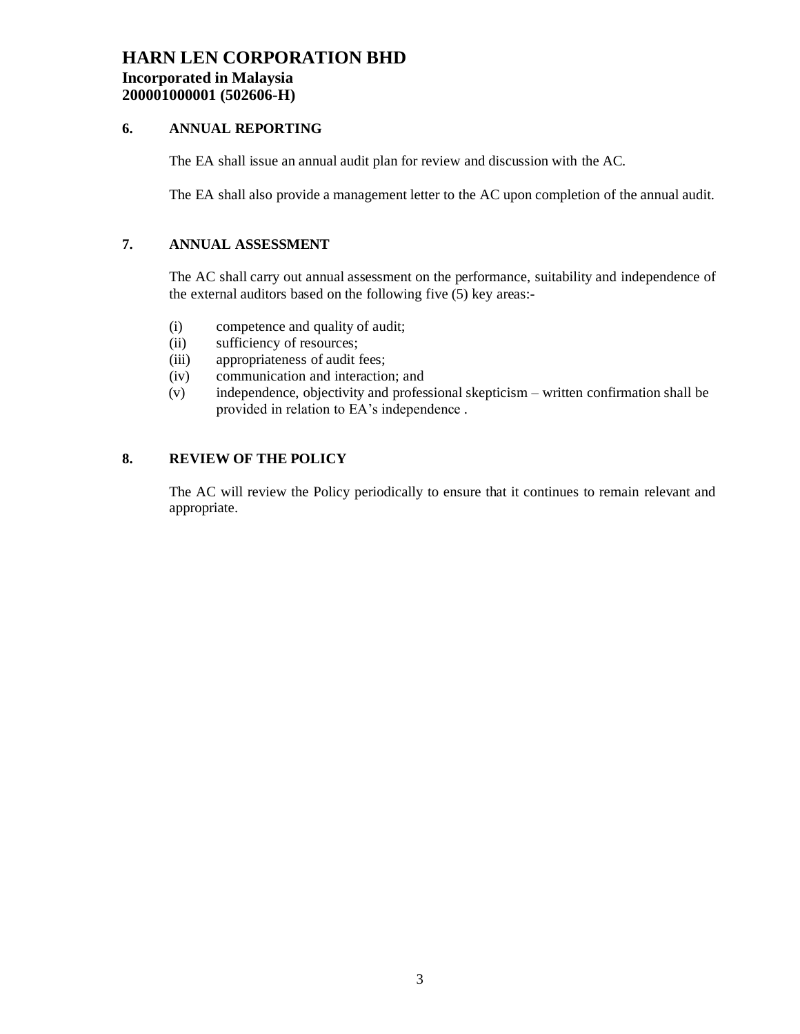# HARN LEN CORPORATION BHD
**Incorporated in Malaysia**
**200001000001 (502606-H)**

## 6. ANNUAL REPORTING

The EA shall issue an annual audit plan for review and discussion with the AC.

The EA shall also provide a management letter to the AC upon completion of the annual audit.

## 7. ANNUAL ASSESSMENT

The AC shall carry out annual assessment on the performance, suitability and independence of the external auditors based on the following five (5) key areas:-

(i) competence and quality of audit;
(ii) sufficiency of resources;
(iii) appropriateness of audit fees;
(iv) communication and interaction; and
(v) independence, objectivity and professional skepticism – written confirmation shall be provided in relation to EA's independence .

## 8. REVIEW OF THE POLICY

The AC will review the Policy periodically to ensure that it continues to remain relevant and appropriate.